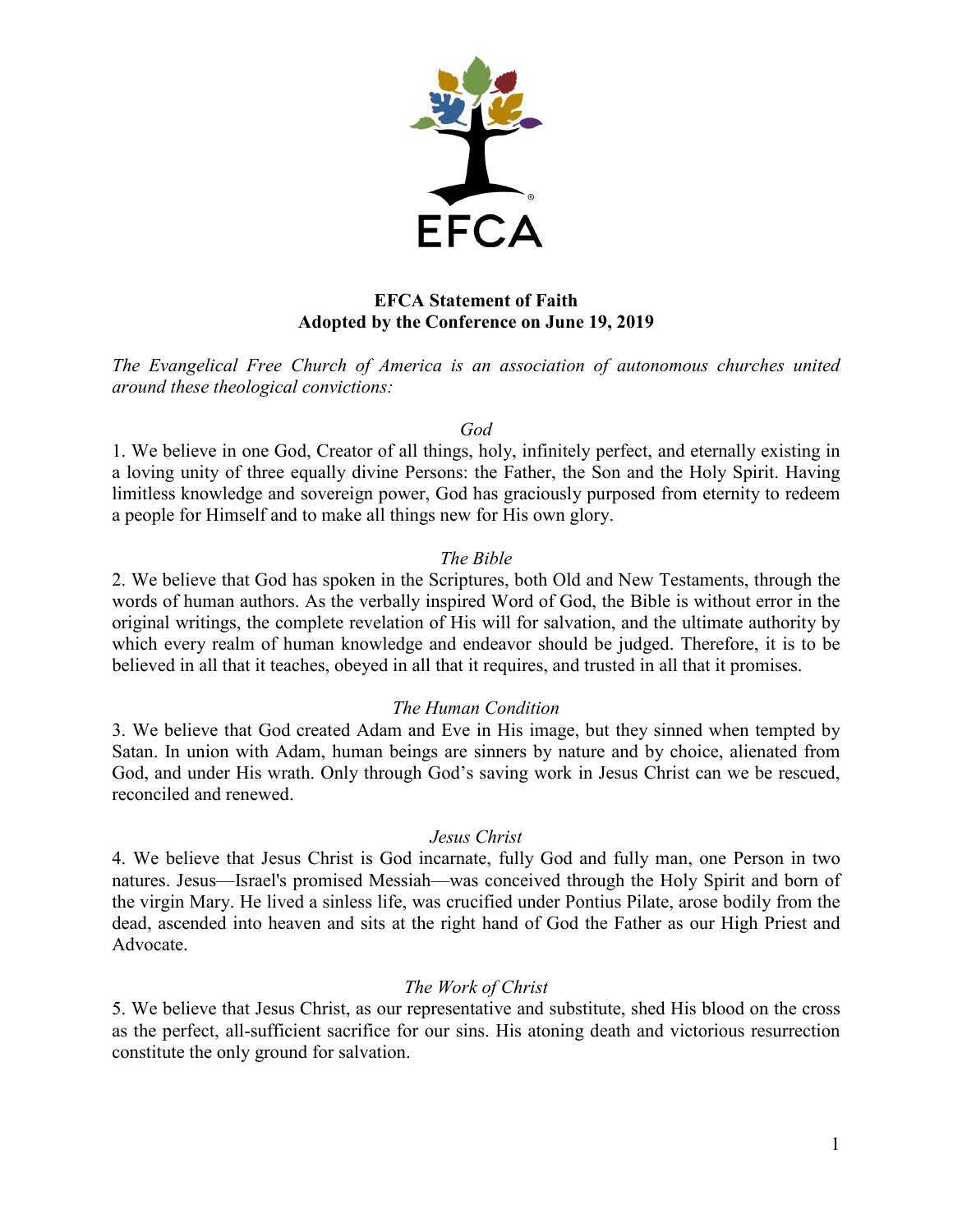EFCA

# EFCA Statement of Faith
## Adopted by the Conference on June 19, 2019

*The Evangelical Free Church of America is an association of autonomous churches united around these theological convictions:*

### *God*

1. We believe in one God, Creator of all things, holy, infinitely perfect, and eternally existing in a loving unity of three equally divine Persons: the Father, the Son and the Holy Spirit. Having limitless knowledge and sovereign power, God has graciously purposed from eternity to redeem a people for Himself and to make all things new for His own glory.

### *The Bible*

2. We believe that God has spoken in the Scriptures, both Old and New Testaments, through the words of human authors. As the verbally inspired Word of God, the Bible is without error in the original writings, the complete revelation of His will for salvation, and the ultimate authority by which every realm of human knowledge and endeavor should be judged. Therefore, it is to be believed in all that it teaches, obeyed in all that it requires, and trusted in all that it promises.

### *The Human Condition*

3. We believe that God created Adam and Eve in His image, but they sinned when tempted by Satan. In union with Adam, human beings are sinners by nature and by choice, alienated from God, and under His wrath. Only through God's saving work in Jesus Christ can we be rescued, reconciled and renewed.

### *Jesus Christ*

4. We believe that Jesus Christ is God incarnate, fully God and fully man, one Person in two natures. Jesus—Israel's promised Messiah—was conceived through the Holy Spirit and born of the virgin Mary. He lived a sinless life, was crucified under Pontius Pilate, arose bodily from the dead, ascended into heaven and sits at the right hand of God the Father as our High Priest and Advocate.

### *The Work of Christ*

5. We believe that Jesus Christ, as our representative and substitute, shed His blood on the cross as the perfect, all-sufficient sacrifice for our sins. His atoning death and victorious resurrection constitute the only ground for salvation.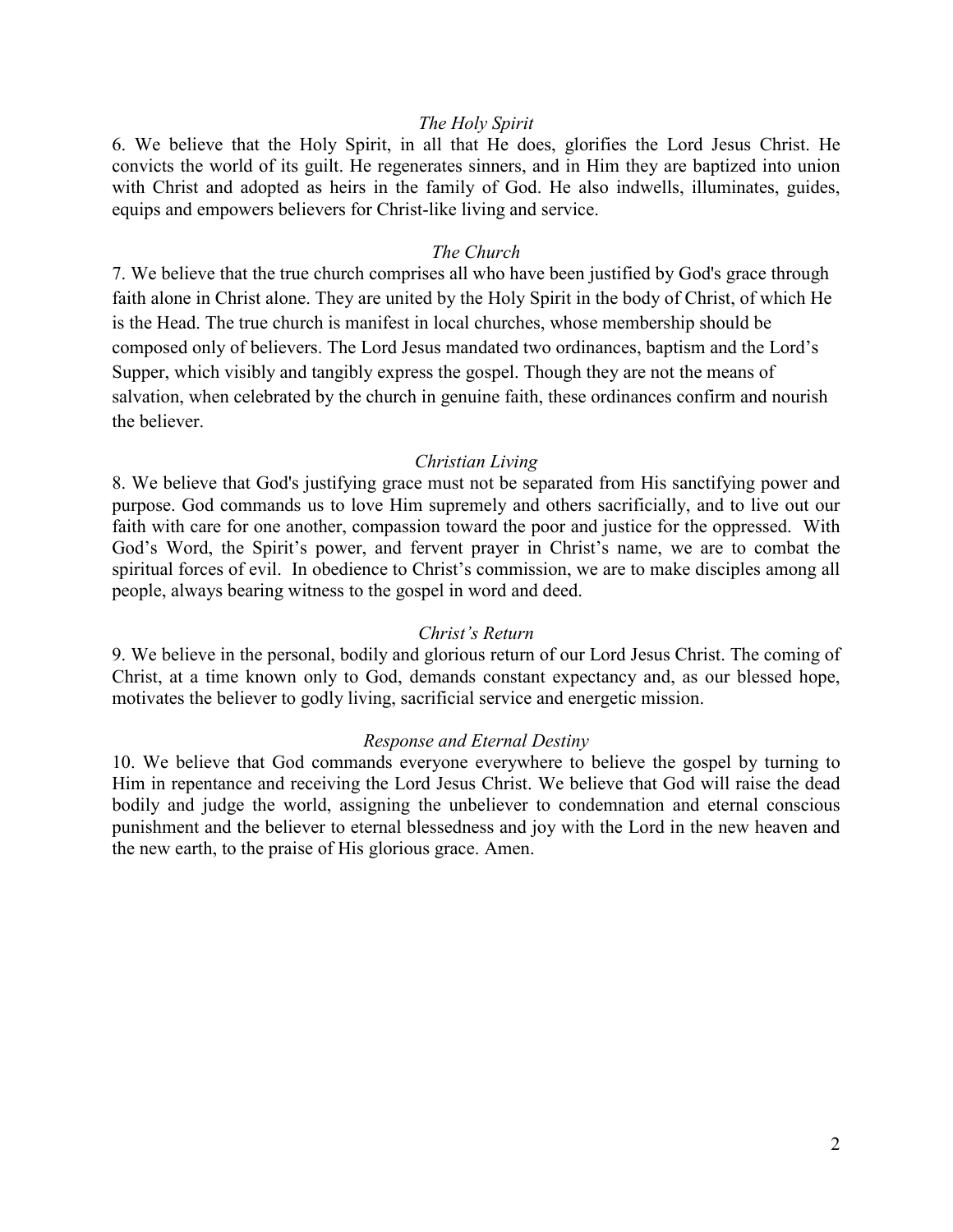*The Holy Spirit*

6. We believe that the Holy Spirit, in all that He does, glorifies the Lord Jesus Christ. He convicts the world of its guilt. He regenerates sinners, and in Him they are baptized into union with Christ and adopted as heirs in the family of God. He also indwells, illuminates, guides, equips and empowers believers for Christ-like living and service.

*The Church*

7. We believe that the true church comprises all who have been justified by God's grace through faith alone in Christ alone. They are united by the Holy Spirit in the body of Christ, of which He is the Head. The true church is manifest in local churches, whose membership should be composed only of believers. The Lord Jesus mandated two ordinances, baptism and the Lord's Supper, which visibly and tangibly express the gospel. Though they are not the means of salvation, when celebrated by the church in genuine faith, these ordinances confirm and nourish the believer.

*Christian Living*

8. We believe that God's justifying grace must not be separated from His sanctifying power and purpose. God commands us to love Him supremely and others sacrificially, and to live out our faith with care for one another, compassion toward the poor and justice for the oppressed. With God's Word, the Spirit's power, and fervent prayer in Christ's name, we are to combat the spiritual forces of evil. In obedience to Christ's commission, we are to make disciples among all people, always bearing witness to the gospel in word and deed.

*Christ's Return*

9. We believe in the personal, bodily and glorious return of our Lord Jesus Christ. The coming of Christ, at a time known only to God, demands constant expectancy and, as our blessed hope, motivates the believer to godly living, sacrificial service and energetic mission.

*Response and Eternal Destiny*

10. We believe that God commands everyone everywhere to believe the gospel by turning to Him in repentance and receiving the Lord Jesus Christ. We believe that God will raise the dead bodily and judge the world, assigning the unbeliever to condemnation and eternal conscious punishment and the believer to eternal blessedness and joy with the Lord in the new heaven and the new earth, to the praise of His glorious grace. Amen.